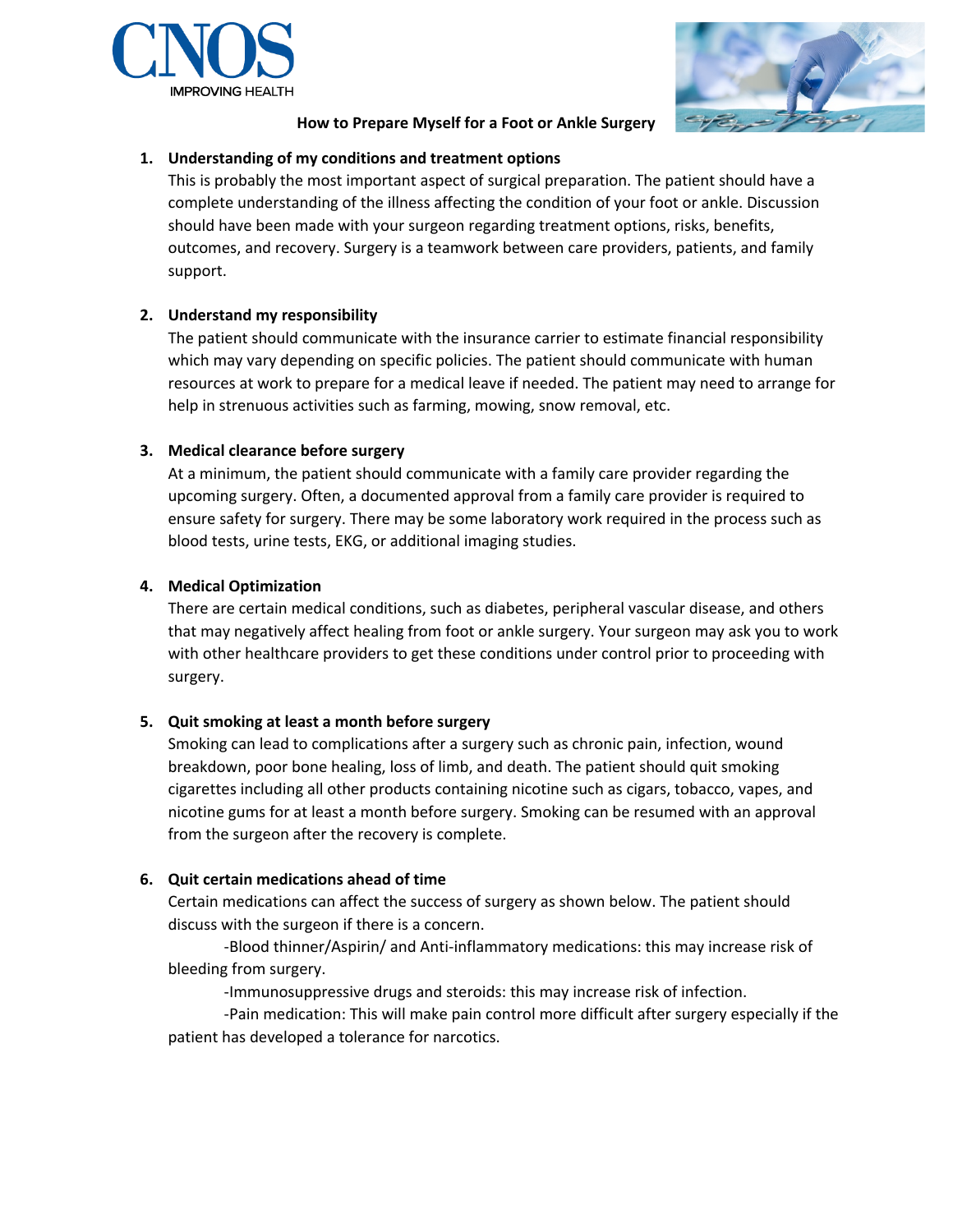CNOS

IMPROVING HEALTH

# How to Prepare Myself for a Foot or Ankle Surgery

1. **Understanding of my conditions and treatment options**
   This is probably the most important aspect of surgical preparation. The patient should have a complete understanding of the illness affecting the condition of your foot or ankle. Discussion should have been made with your surgeon regarding treatment options, risks, benefits, outcomes, and recovery. Surgery is a teamwork between care providers, patients, and family support.

2. **Understand my responsibility**
   The patient should communicate with the insurance carrier to estimate financial responsibility which may vary depending on specific policies. The patient should communicate with human resources at work to prepare for a medical leave if needed. The patient may need to arrange for help in strenuous activities such as farming, mowing, snow removal, etc.

3. **Medical clearance before surgery**
   At a minimum, the patient should communicate with a family care provider regarding the upcoming surgery. Often, a documented approval from a family care provider is required to ensure safety for surgery. There may be some laboratory work required in the process such as blood tests, urine tests, EKG, or additional imaging studies.

4. **Medical Optimization**
   There are certain medical conditions, such as diabetes, peripheral vascular disease, and others that may negatively affect healing from foot or ankle surgery. Your surgeon may ask you to work with other healthcare providers to get these conditions under control prior to proceeding with surgery.

5. **Quit smoking at least a month before surgery**
   Smoking can lead to complications after a surgery such as chronic pain, infection, wound breakdown, poor bone healing, loss of limb, and death. The patient should quit smoking cigarettes including all other products containing nicotine such as cigars, tobacco, vapes, and nicotine gums for at least a month before surgery. Smoking can be resumed with an approval from the surgeon after the recovery is complete.

6. **Quit certain medications ahead of time**
   Certain medications can affect the success of surgery as shown below. The patient should discuss with the surgeon if there is a concern.

   -Blood thinner/Aspirin/ and Anti-inflammatory medications: this may increase risk of bleeding from surgery.

   -Immunosuppressive drugs and steroids: this may increase risk of infection.

   -Pain medication: This will make pain control more difficult after surgery especially if the patient has developed a tolerance for narcotics.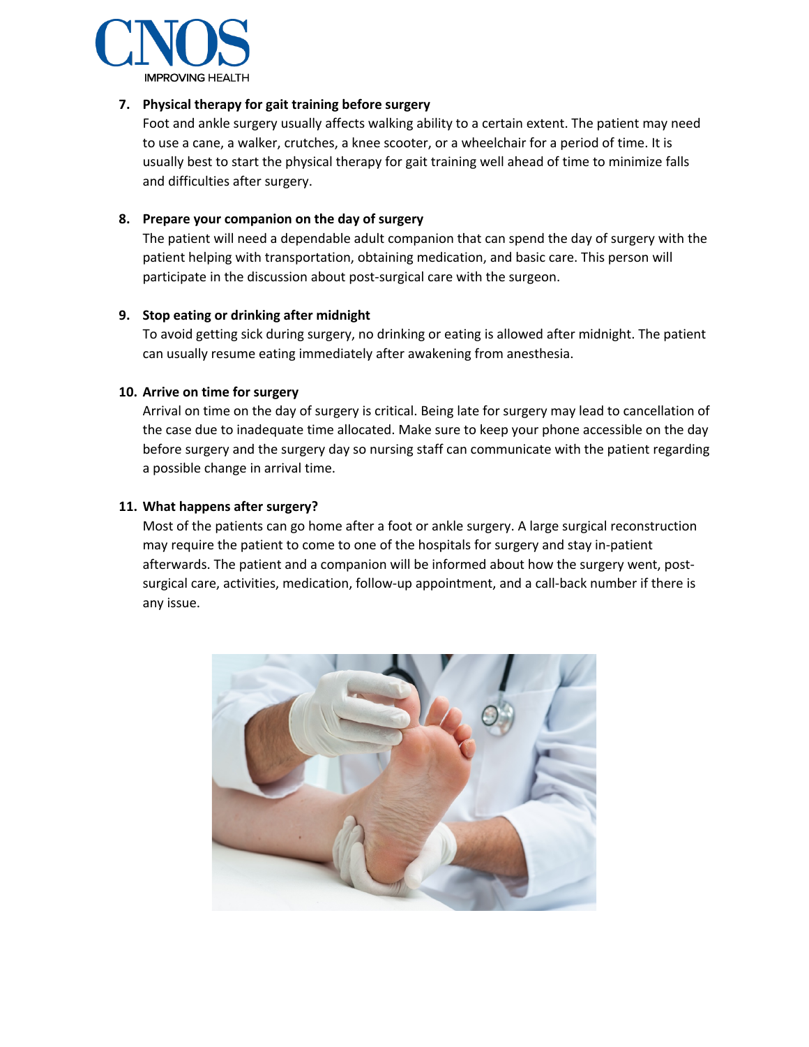7. **Physical therapy for gait training before surgery**
   Foot and ankle surgery usually affects walking ability to a certain extent. The patient may need to use a cane, a walker, crutches, a knee scooter, or a wheelchair for a period of time. It is usually best to start the physical therapy for gait training well ahead of time to minimize falls and difficulties after surgery.

8. **Prepare your companion on the day of surgery**
   The patient will need a dependable adult companion that can spend the day of surgery with the patient helping with transportation, obtaining medication, and basic care. This person will participate in the discussion about post-surgical care with the surgeon.

9. **Stop eating or drinking after midnight**
   To avoid getting sick during surgery, no drinking or eating is allowed after midnight. The patient can usually resume eating immediately after awakening from anesthesia.

10. **Arrive on time for surgery**
    Arrival on time on the day of surgery is critical. Being late for surgery may lead to cancellation of the case due to inadequate time allocated. Make sure to keep your phone accessible on the day before surgery and the surgery day so nursing staff can communicate with the patient regarding a possible change in arrival time.

11. **What happens after surgery?**
    Most of the patients can go home after a foot or ankle surgery. A large surgical reconstruction may require the patient to come to one of the hospitals for surgery and stay in-patient afterwards. The patient and a companion will be informed about how the surgery went, post-surgical care, activities, medication, follow-up appointment, and a call-back number if there is any issue.